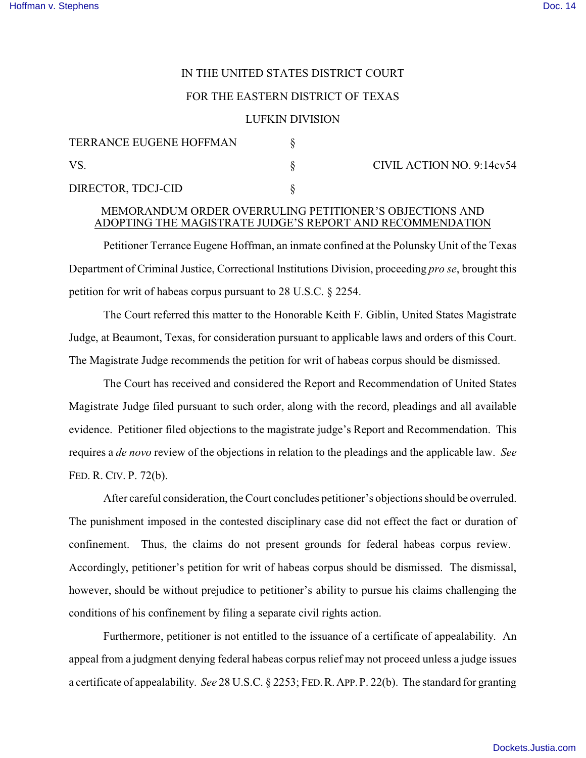IN THE UNITED STATES DISTRICT COURT

FOR THE EASTERN DISTRICT OF TEXAS

LUFKIN DIVISION

| | | |
|---|---|---|
| TERRANCE EUGENE HOFFMAN | § | |
| VS. | § | CIVIL ACTION NO. 9:14cv54 |
| DIRECTOR, TDCJ-CID | § | |

MEMORANDUM ORDER OVERRULING PETITIONER'S OBJECTIONS AND ADOPTING THE MAGISTRATE JUDGE'S REPORT AND RECOMMENDATION

Petitioner Terrance Eugene Hoffman, an inmate confined at the Polunsky Unit of the Texas Department of Criminal Justice, Correctional Institutions Division, proceeding *pro se*, brought this petition for writ of habeas corpus pursuant to 28 U.S.C. § 2254.

The Court referred this matter to the Honorable Keith F. Giblin, United States Magistrate Judge, at Beaumont, Texas, for consideration pursuant to applicable laws and orders of this Court. The Magistrate Judge recommends the petition for writ of habeas corpus should be dismissed.

The Court has received and considered the Report and Recommendation of United States Magistrate Judge filed pursuant to such order, along with the record, pleadings and all available evidence. Petitioner filed objections to the magistrate judge's Report and Recommendation. This requires a *de novo* review of the objections in relation to the pleadings and the applicable law. *See* FED. R. CIV. P. 72(b).

After careful consideration, the Court concludes petitioner's objections should be overruled. The punishment imposed in the contested disciplinary case did not effect the fact or duration of confinement. Thus, the claims do not present grounds for federal habeas corpus review. Accordingly, petitioner's petition for writ of habeas corpus should be dismissed. The dismissal, however, should be without prejudice to petitioner's ability to pursue his claims challenging the conditions of his confinement by filing a separate civil rights action.

Furthermore, petitioner is not entitled to the issuance of a certificate of appealability. An appeal from a judgment denying federal habeas corpus relief may not proceed unless a judge issues a certificate of appealability. *See* 28 U.S.C. § 2253; FED. R. APP. P. 22(b). The standard for granting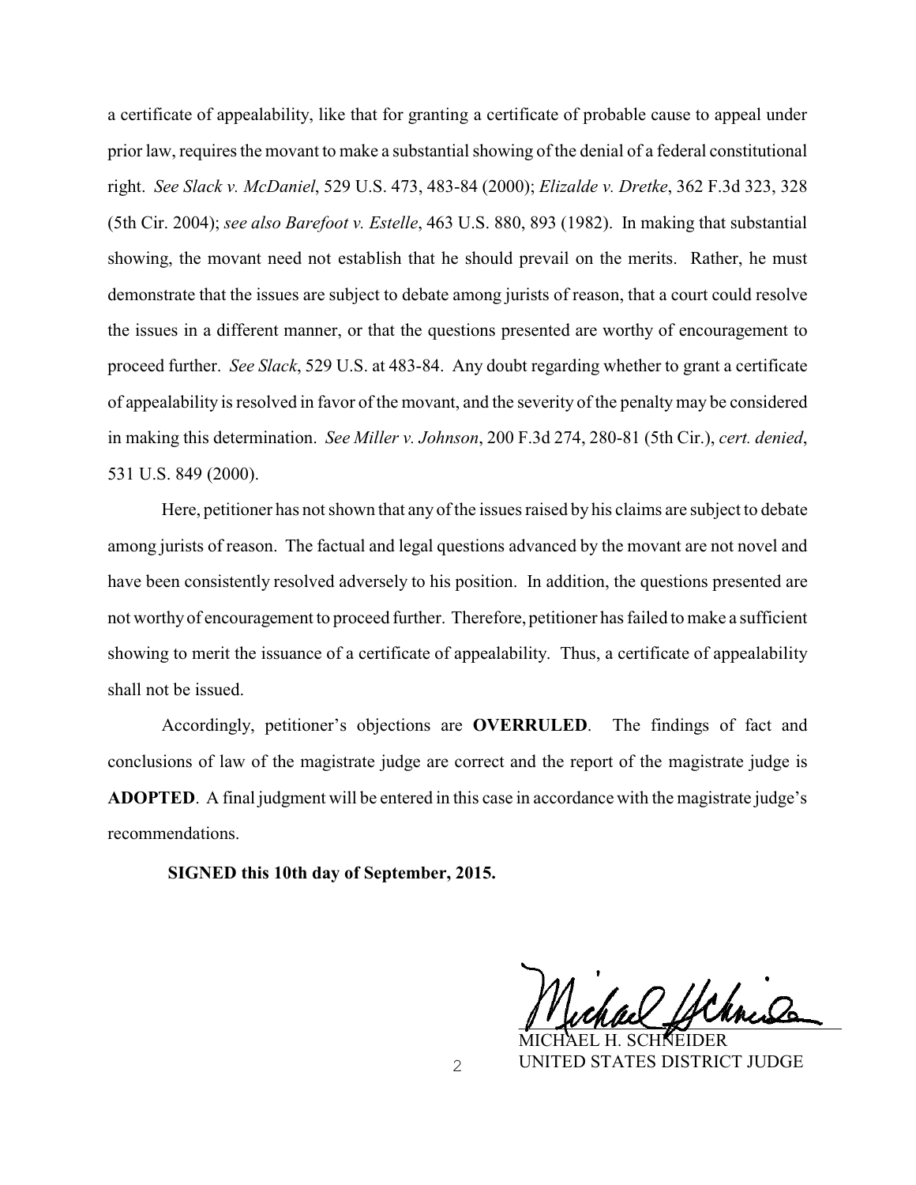a certificate of appealability, like that for granting a certificate of probable cause to appeal under prior law, requires the movant to make a substantial showing of the denial of a federal constitutional right. *See Slack v. McDaniel*, 529 U.S. 473, 483-84 (2000); *Elizalde v. Dretke*, 362 F.3d 323, 328 (5th Cir. 2004); *see also Barefoot v. Estelle*, 463 U.S. 880, 893 (1982). In making that substantial showing, the movant need not establish that he should prevail on the merits. Rather, he must demonstrate that the issues are subject to debate among jurists of reason, that a court could resolve the issues in a different manner, or that the questions presented are worthy of encouragement to proceed further. *See Slack*, 529 U.S. at 483-84. Any doubt regarding whether to grant a certificate of appealability is resolved in favor of the movant, and the severity of the penalty may be considered in making this determination. *See Miller v. Johnson*, 200 F.3d 274, 280-81 (5th Cir.), *cert. denied*, 531 U.S. 849 (2000).

Here, petitioner has not shown that any of the issues raised by his claims are subject to debate among jurists of reason. The factual and legal questions advanced by the movant are not novel and have been consistently resolved adversely to his position. In addition, the questions presented are not worthy of encouragement to proceed further. Therefore, petitioner has failed to make a sufficient showing to merit the issuance of a certificate of appealability. Thus, a certificate of appealability shall not be issued.

Accordingly, petitioner's objections are **OVERRULED**. The findings of fact and conclusions of law of the magistrate judge are correct and the report of the magistrate judge is **ADOPTED**. A final judgment will be entered in this case in accordance with the magistrate judge's recommendations.

**SIGNED this 10th day of September, 2015.**

MICHAEL H. SCHNEIDER
UNITED STATES DISTRICT JUDGE